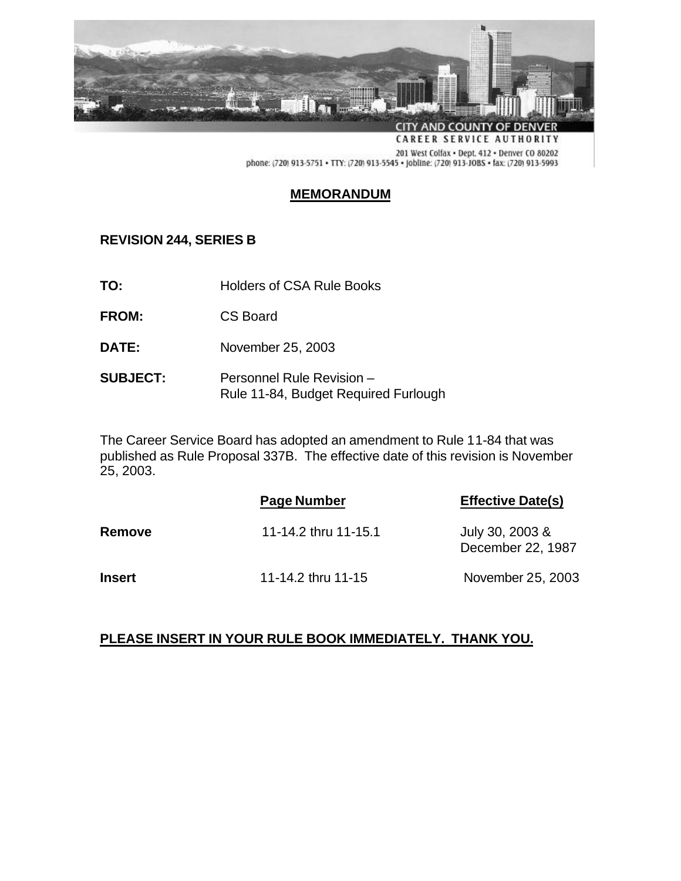CITY AND COUNTY OF DENVER
CAREER SERVICE AUTHORITY
201 West Colfax • Dept. 412 • Denver CO 80202
phone: (720) 913-5751 • TTY: (720) 913-5545 • Jobline: (720) 913-JOBS • fax: (720) 913-5993

# MEMORANDUM

**REVISION 244, SERIES B**

**TO:** Holders of CSA Rule Books

**FROM:** CS Board

**DATE:** November 25, 2003

**SUBJECT:** Personnel Rule Revision –
Rule 11-84, Budget Required Furlough

The Career Service Board has adopted an amendment to Rule 11-84 that was published as Rule Proposal 337B. The effective date of this revision is November 25, 2003.

| | Page Number | Effective Date(s) |
|---|---|---|
| **Remove** | 11-14.2 thru 11-15.1 | July 30, 2003 & December 22, 1987 |
| **Insert** | 11-14.2 thru 11-15 | November 25, 2003 |

**PLEASE INSERT IN YOUR RULE BOOK IMMEDIATELY. THANK YOU.**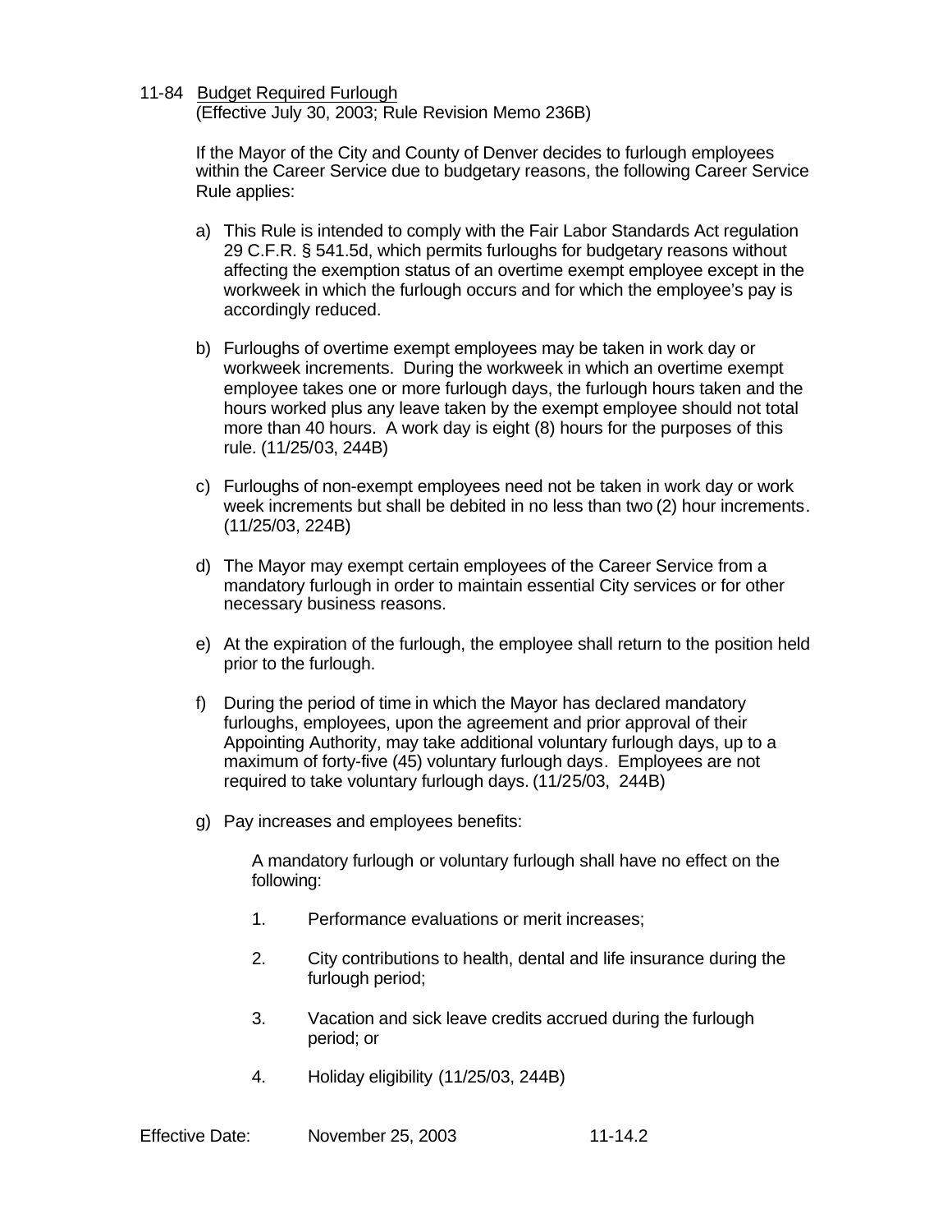## 11-84 Budget Required Furlough

(Effective July 30, 2003; Rule Revision Memo 236B)

If the Mayor of the City and County of Denver decides to furlough employees within the Career Service due to budgetary reasons, the following Career Service Rule applies:

a) This Rule is intended to comply with the Fair Labor Standards Act regulation 29 C.F.R. § 541.5d, which permits furloughs for budgetary reasons without affecting the exemption status of an overtime exempt employee except in the workweek in which the furlough occurs and for which the employee's pay is accordingly reduced.

b) Furloughs of overtime exempt employees may be taken in work day or workweek increments. During the workweek in which an overtime exempt employee takes one or more furlough days, the furlough hours taken and the hours worked plus any leave taken by the exempt employee should not total more than 40 hours. A work day is eight (8) hours for the purposes of this rule. (11/25/03, 244B)

c) Furloughs of non-exempt employees need not be taken in work day or work week increments but shall be debited in no less than two (2) hour increments. (11/25/03, 224B)

d) The Mayor may exempt certain employees of the Career Service from a mandatory furlough in order to maintain essential City services or for other necessary business reasons.

e) At the expiration of the furlough, the employee shall return to the position held prior to the furlough.

f) During the period of time in which the Mayor has declared mandatory furloughs, employees, upon the agreement and prior approval of their Appointing Authority, may take additional voluntary furlough days, up to a maximum of forty-five (45) voluntary furlough days. Employees are not required to take voluntary furlough days. (11/25/03, 244B)

g) Pay increases and employees benefits:

   A mandatory furlough or voluntary furlough shall have no effect on the following:

   1. Performance evaluations or merit increases;

   2. City contributions to health, dental and life insurance during the furlough period;

   3. Vacation and sick leave credits accrued during the furlough period; or

   4. Holiday eligibility (11/25/03, 244B)

Effective Date: November 25, 2003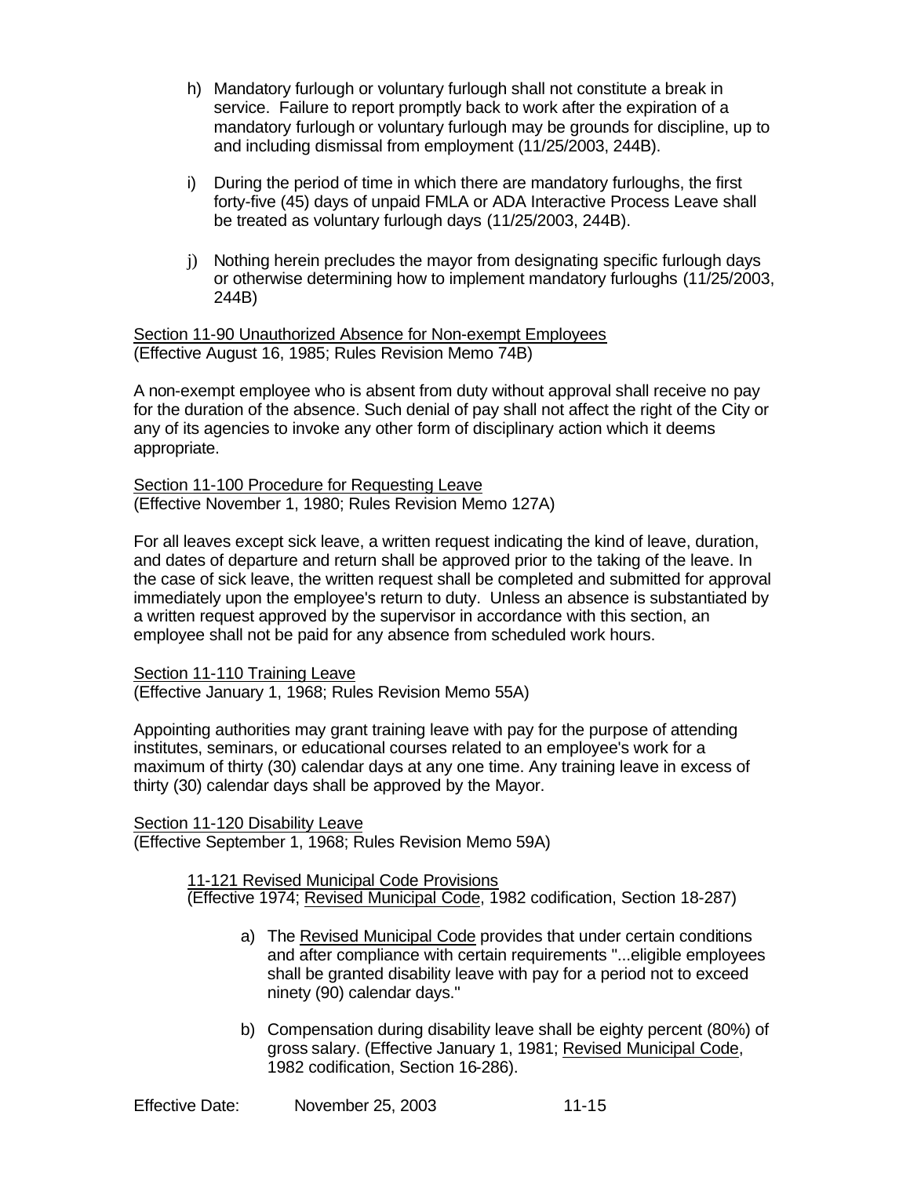h) Mandatory furlough or voluntary furlough shall not constitute a break in service. Failure to report promptly back to work after the expiration of a mandatory furlough or voluntary furlough may be grounds for discipline, up to and including dismissal from employment (11/25/2003, 244B).

i) During the period of time in which there are mandatory furloughs, the first forty-five (45) days of unpaid FMLA or ADA Interactive Process Leave shall be treated as voluntary furlough days (11/25/2003, 244B).

j) Nothing herein precludes the mayor from designating specific furlough days or otherwise determining how to implement mandatory furloughs (11/25/2003, 244B)

Section 11-90 Unauthorized Absence for Non-exempt Employees
(Effective August 16, 1985; Rules Revision Memo 74B)

A non-exempt employee who is absent from duty without approval shall receive no pay for the duration of the absence. Such denial of pay shall not affect the right of the City or any of its agencies to invoke any other form of disciplinary action which it deems appropriate.

Section 11-100 Procedure for Requesting Leave
(Effective November 1, 1980; Rules Revision Memo 127A)

For all leaves except sick leave, a written request indicating the kind of leave, duration, and dates of departure and return shall be approved prior to the taking of the leave. In the case of sick leave, the written request shall be completed and submitted for approval immediately upon the employee's return to duty. Unless an absence is substantiated by a written request approved by the supervisor in accordance with this section, an employee shall not be paid for any absence from scheduled work hours.

Section 11-110 Training Leave
(Effective January 1, 1968; Rules Revision Memo 55A)

Appointing authorities may grant training leave with pay for the purpose of attending institutes, seminars, or educational courses related to an employee's work for a maximum of thirty (30) calendar days at any one time. Any training leave in excess of thirty (30) calendar days shall be approved by the Mayor.

Section 11-120 Disability Leave
(Effective September 1, 1968; Rules Revision Memo 59A)

11-121 Revised Municipal Code Provisions
(Effective 1974; Revised Municipal Code, 1982 codification, Section 18-287)

a) The Revised Municipal Code provides that under certain conditions and after compliance with certain requirements "...eligible employees shall be granted disability leave with pay for a period not to exceed ninety (90) calendar days."

b) Compensation during disability leave shall be eighty percent (80%) of gross salary. (Effective January 1, 1981; Revised Municipal Code, 1982 codification, Section 16-286).